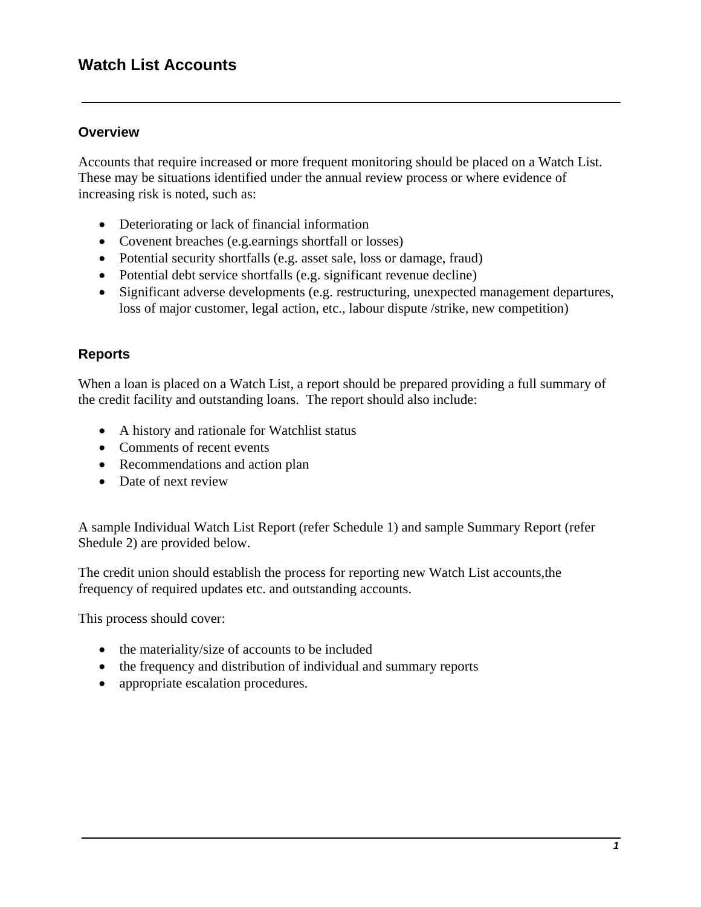# Watch List Accounts

## Overview

Accounts that require increased or more frequent monitoring should be placed on a Watch List. These may be situations identified under the annual review process or where evidence of increasing risk is noted, such as:

- Deteriorating or lack of financial information
- Covenent breaches (e.g.earnings shortfall or losses)
- Potential security shortfalls (e.g. asset sale, loss or damage, fraud)
- Potential debt service shortfalls (e.g. significant revenue decline)
- Significant adverse developments (e.g. restructuring, unexpected management departures, loss of major customer, legal action, etc., labour dispute /strike, new competition)

## Reports

When a loan is placed on a Watch List, a report should be prepared providing a full summary of the credit facility and outstanding loans. The report should also include:

- A history and rationale for Watchlist status
- Comments of recent events
- Recommendations and action plan
- Date of next review

A sample Individual Watch List Report (refer Schedule 1) and sample Summary Report (refer Shedule 2) are provided below.

The credit union should establish the process for reporting new Watch List accounts,the frequency of required updates etc. and outstanding accounts.

This process should cover:

- the materiality/size of accounts to be included
- the frequency and distribution of individual and summary reports
- appropriate escalation procedures.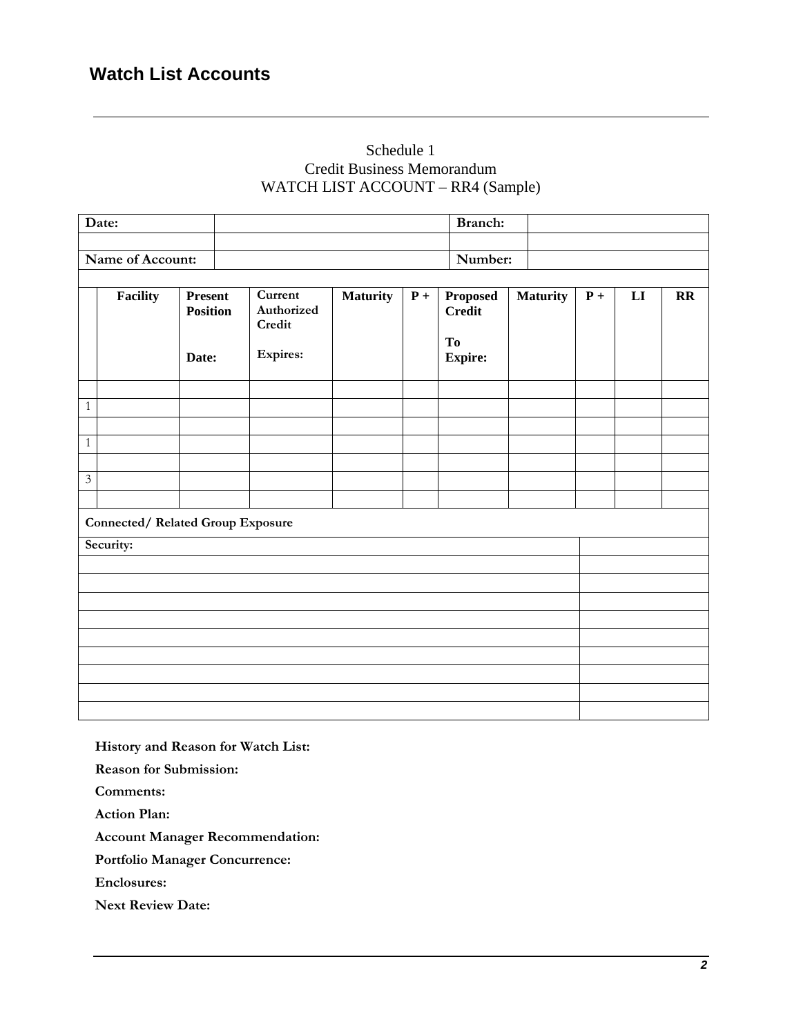# Watch List Accounts

Schedule 1
Credit Business Memorandum
WATCH LIST ACCOUNT – RR4 (Sample)

| | | | |
|---|---|---|---|
| **Date:** | | **Branch:** | |
| | | | |
| **Name of Account:** | | **Number:** | |

| | Facility | Present Position<br><br>Date: | Current Authorized Credit<br><br>Expires: | Maturity | P + | Proposed Credit<br><br>To Expire: | Maturity | P + | LI | RR |
|---|---|---|---|---|---|---|---|---|---|---|
| | | | | | | | | | | |
| 1 | | | | | | | | | | |
| | | | | | | | | | | |
| 1 | | | | | | | | | | |
| | | | | | | | | | | |
| 3 | | | | | | | | | | |
| | | | | | | | | | | |

| | |
|---|---|
| **Connected/ Related Group Exposure** | |
| **Security:** | |
| | |
| | |
| | |
| | |
| | |
| | |
| | |
| | |
| | |

**History and Reason for Watch List:**

**Reason for Submission:**

**Comments:**

**Action Plan:**

**Account Manager Recommendation:**

**Portfolio Manager Concurrence:**

**Enclosures:**

**Next Review Date:**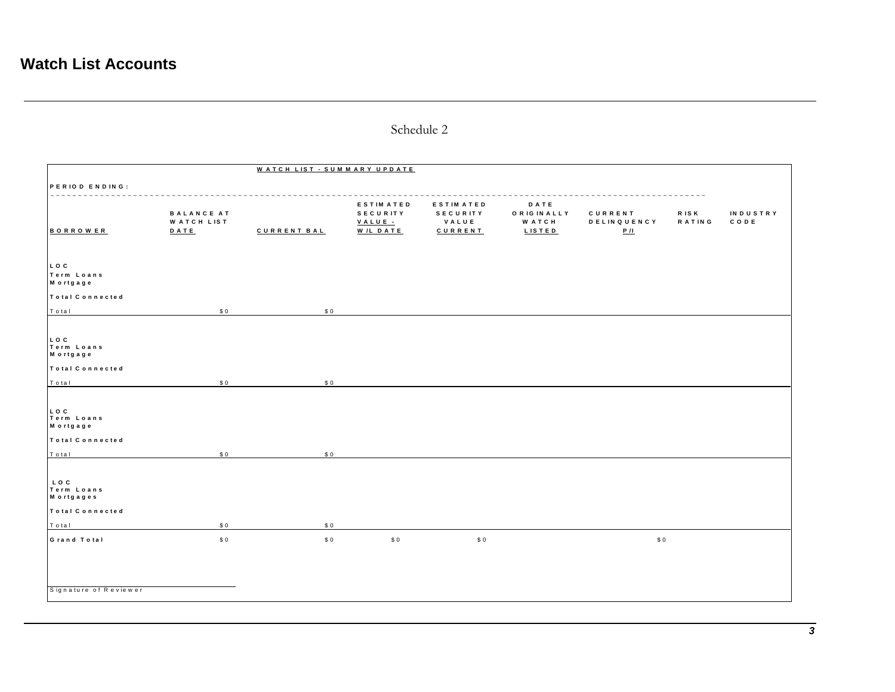# Watch List Accounts

Schedule 2

WATCH LIST - SUMMARY UPDATE

PERIOD ENDING:

| BORROWER | BALANCE AT WATCH LIST DATE | CURRENT BAL | ESTIMATED SECURITY VALUE - W/L DATE | ESTIMATED SECURITY VALUE CURRENT | DATE ORIGINALLY WATCH LISTED | CURRENT DELINQUENCY P/I | RISK RATING | INDUSTRY CODE |
|---|---|---|---|---|---|---|---|---|
| LOC | | | | | | | | |
| Term Loans | | | | | | | | |
| Mortgage | | | | | | | | |
| Total Connected | | | | | | | | |
| Total | $0 | $0 | | | | | | |
| LOC | | | | | | | | |
| Term Loans | | | | | | | | |
| Mortgage | | | | | | | | |
| Total Connected | | | | | | | | |
| Total | $0 | $0 | | | | | | |
| LOC | | | | | | | | |
| Term Loans | | | | | | | | |
| Mortgage | | | | | | | | |
| Total Connected | | | | | | | | |
| Total | $0 | $0 | | | | | | |
| LOC | | | | | | | | |
| Term Loans | | | | | | | | |
| Mortgages | | | | | | | | |
| Total Connected | | | | | | | | |
| Total | $0 | $0 | | | | | | |
| Grand Total | $0 | $0 | $0 | $0 | | $0 | | |

Signature of Reviewer